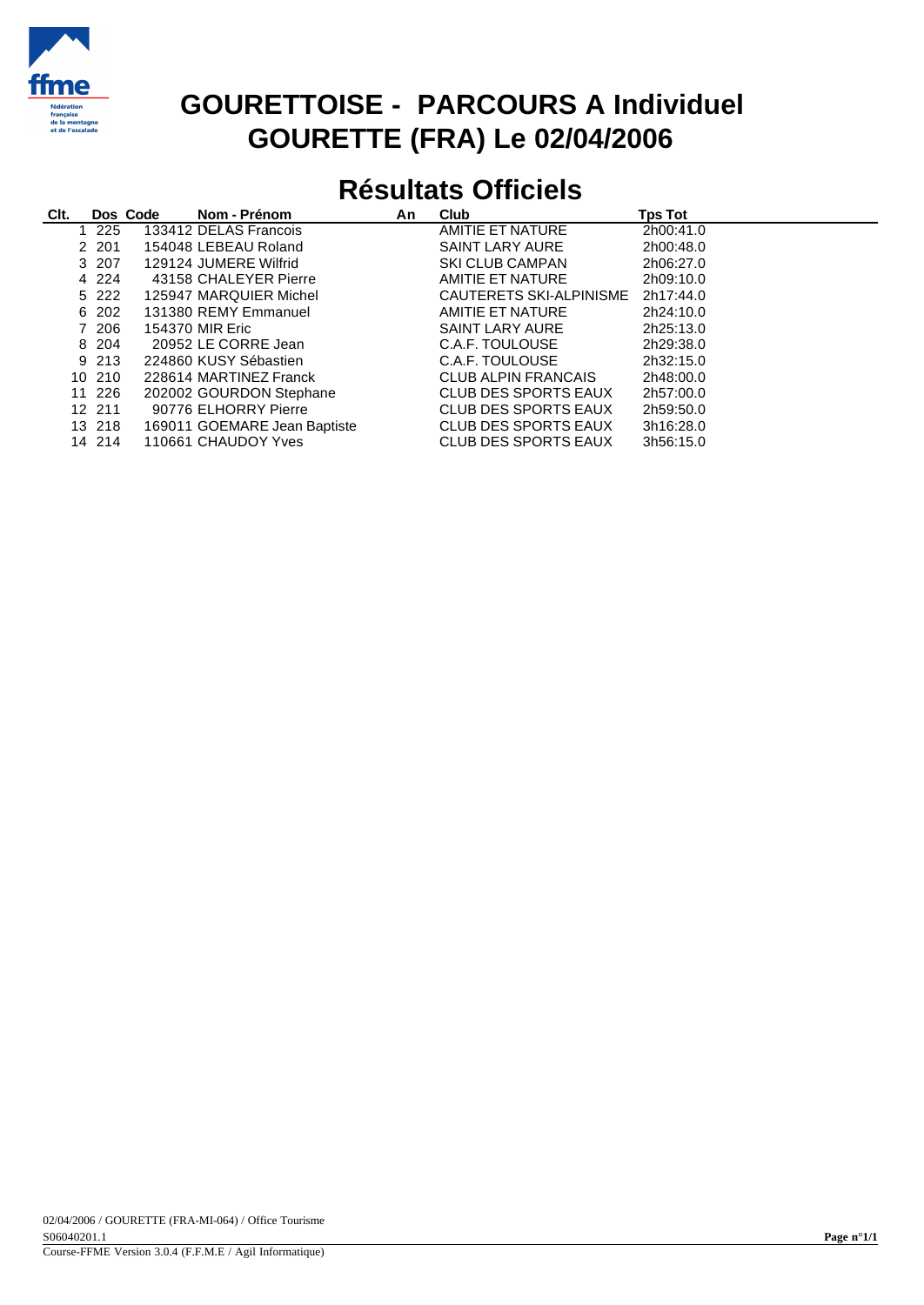# GOURETTOISE - PARCOURS A Individuel
# GOURETTE (FRA) Le 02/04/2006

## Résultats Officiels

| Clt. | Dos | Code | Nom - Prénom | An | Club | Tps Tot |
|---|---|---|---|---|---|---|
| 1 | 225 | 133412 | DELAS Francois | | AMITIE ET NATURE | 2h00:41.0 |
| 2 | 201 | 154048 | LEBEAU Roland | | SAINT LARY AURE | 2h00:48.0 |
| 3 | 207 | 129124 | JUMERE Wilfrid | | SKI CLUB CAMPAN | 2h06:27.0 |
| 4 | 224 | 43158 | CHALEYER Pierre | | AMITIE ET NATURE | 2h09:10.0 |
| 5 | 222 | 125947 | MARQUIER Michel | | CAUTERETS SKI-ALPINISME | 2h17:44.0 |
| 6 | 202 | 131380 | REMY Emmanuel | | AMITIE ET NATURE | 2h24:10.0 |
| 7 | 206 | 154370 | MIR Eric | | SAINT LARY AURE | 2h25:13.0 |
| 8 | 204 | 20952 | LE CORRE Jean | | C.A.F. TOULOUSE | 2h29:38.0 |
| 9 | 213 | 224860 | KUSY Sébastien | | C.A.F. TOULOUSE | 2h32:15.0 |
| 10 | 210 | 228614 | MARTINEZ Franck | | CLUB ALPIN FRANCAIS | 2h48:00.0 |
| 11 | 226 | 202002 | GOURDON Stephane | | CLUB DES SPORTS EAUX | 2h57:00.0 |
| 12 | 211 | 90776 | ELHORRY Pierre | | CLUB DES SPORTS EAUX | 2h59:50.0 |
| 13 | 218 | 169011 | GOEMARE Jean Baptiste | | CLUB DES SPORTS EAUX | 3h16:28.0 |
| 14 | 214 | 110661 | CHAUDOY Yves | | CLUB DES SPORTS EAUX | 3h56:15.0 |

02/04/2006 / GOURETTE (FRA-MI-064) / Office Tourisme
S06040201.1
Course-FFME Version 3.0.4 (F.F.M.E / Agil Informatique)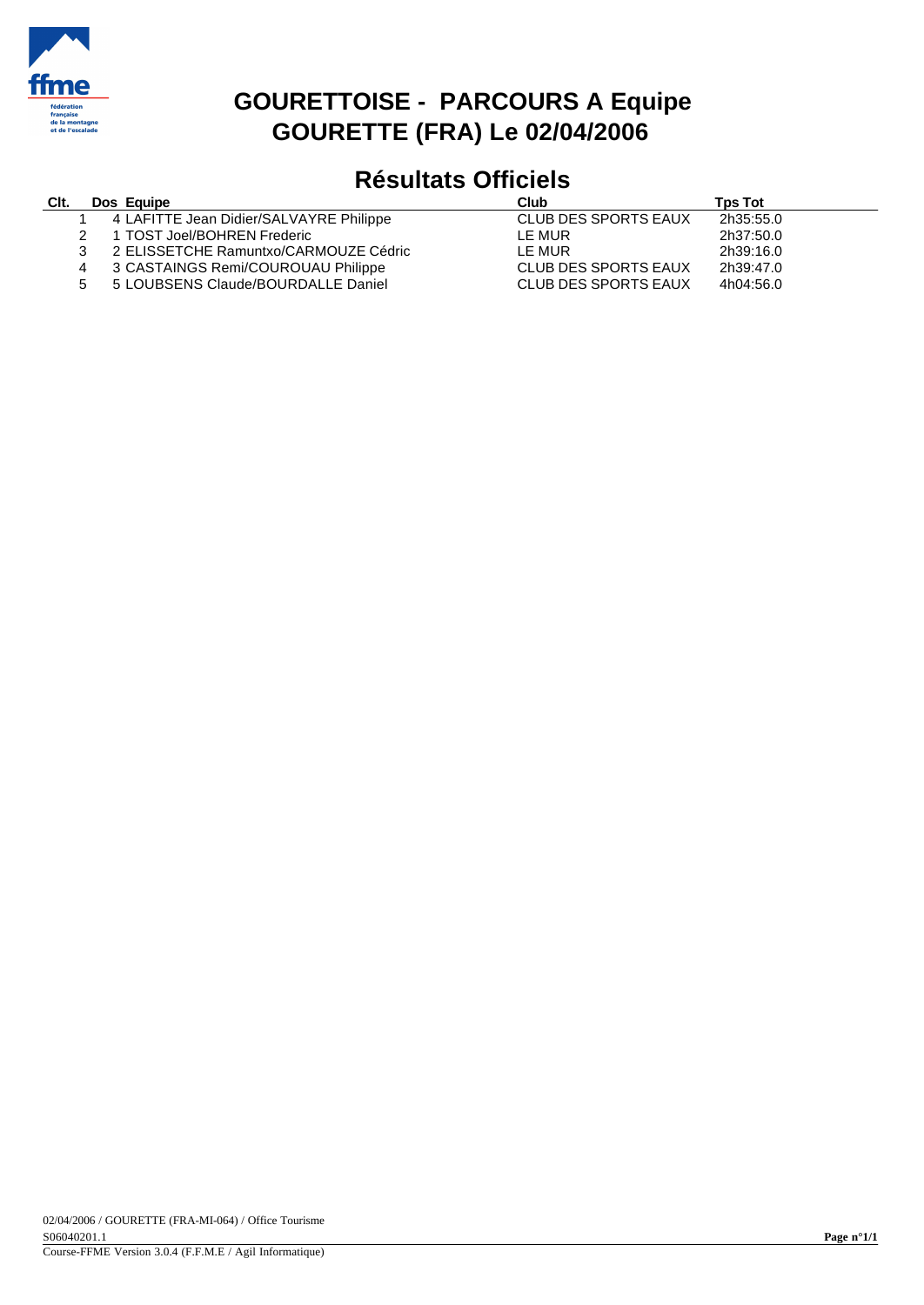# GOURETTOISE - PARCOURS A Equipe
# GOURETTE (FRA) Le 02/04/2006

## Résultats Officiels

| Clt. | Dos | Equipe | Club | Tps Tot |
|---|---|---|---|---|
| 1 | 4 | LAFITTE Jean Didier/SALVAYRE Philippe | CLUB DES SPORTS EAUX | 2h35:55.0 |
| 2 | 1 | TOST Joel/BOHREN Frederic | LE MUR | 2h37:50.0 |
| 3 | 2 | ELISSETCHE Ramuntxo/CARMOUZE Cédric | LE MUR | 2h39:16.0 |
| 4 | 3 | CASTAINGS Remi/COUROUAU Philippe | CLUB DES SPORTS EAUX | 2h39:47.0 |
| 5 | 5 | LOUBSENS Claude/BOURDALLE Daniel | CLUB DES SPORTS EAUX | 4h04:56.0 |

02/04/2006 / GOURETTE (FRA-MI-064) / Office Tourisme
S06040201.1
Course-FFME Version 3.0.4 (F.F.M.E / Agil Informatique)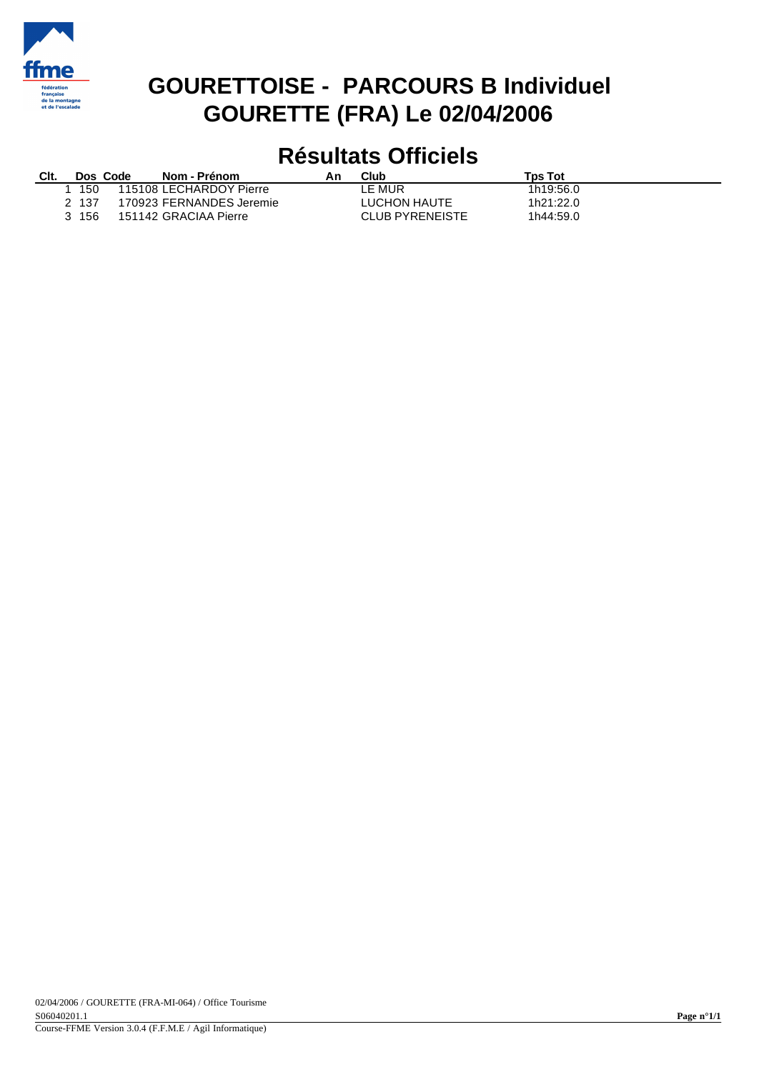# GOURETTOISE - PARCOURS B Individuel

# GOURETTE (FRA) Le 02/04/2006

## Résultats Officiels

| Clt. | Dos | Code | Nom - Prénom | An | Club | Tps Tot |
|---|---|---|---|---|---|---|
| 1 | 150 | 115108 | LECHARDOY Pierre | | LE MUR | 1h19:56.0 |
| 2 | 137 | 170923 | FERNANDES Jeremie | | LUCHON HAUTE | 1h21:22.0 |
| 3 | 156 | 151142 | GRACIAA Pierre | | CLUB PYRENEISTE | 1h44:59.0 |

02/04/2006 / GOURETTE (FRA-MI-064) / Office Tourisme
S06040201.1
Course-FFME Version 3.0.4 (F.F.M.E / Agil Informatique)